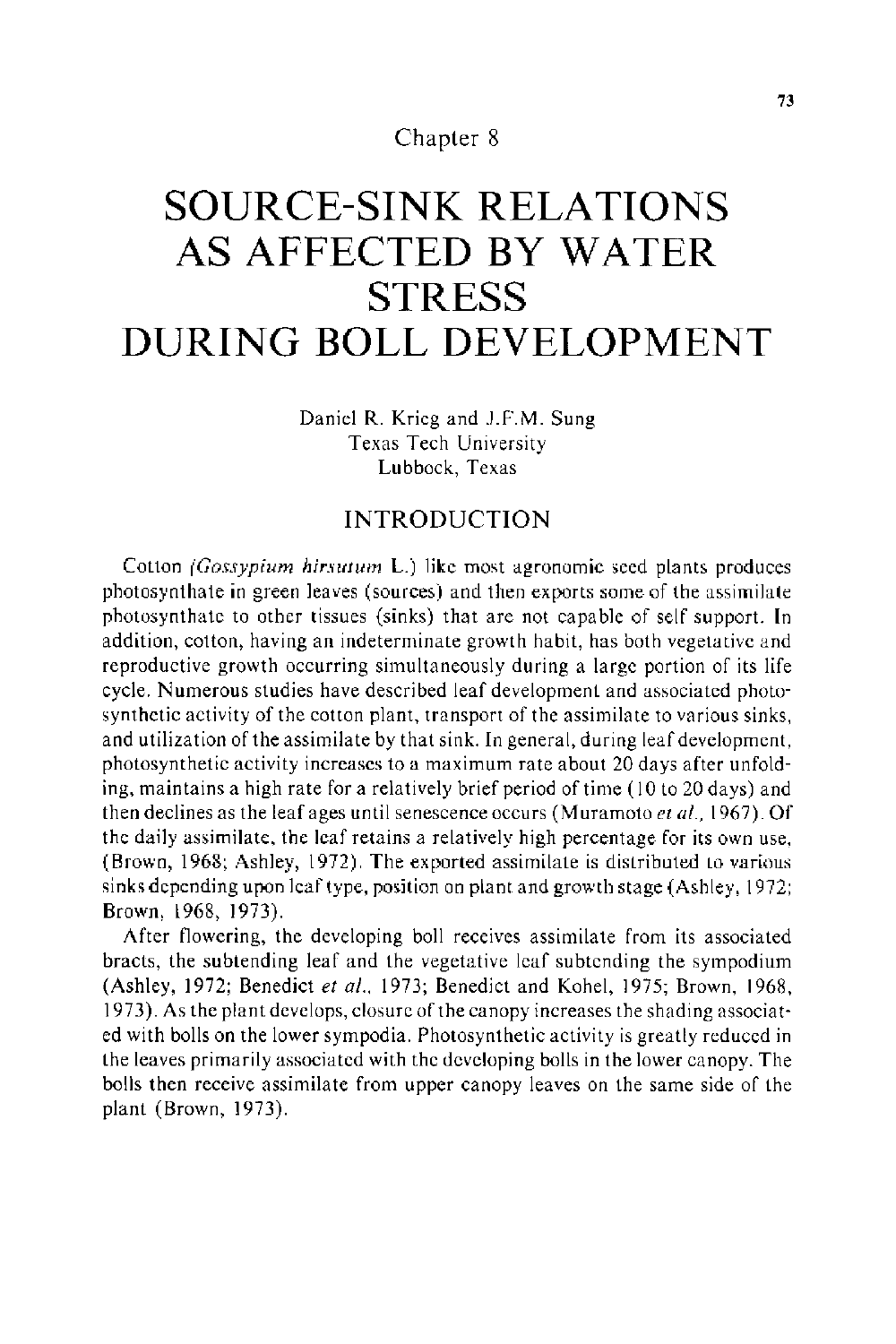Chapter 8

# SOURCE-SINK RELATIONS AS AFFECTED BY WATER STRESS DURING BOLL DEVELOPMENT

Daniel R. Krieg and J.F.M. Sung
Texas Tech University
Lubbock, Texas

## INTRODUCTION

Cotton (*Gossypium hirsutum* L.) like most agronomic seed plants produces photosynthate in green leaves (sources) and then exports some of the assimilate photosynthate to other tissues (sinks) that are not capable of self support. In addition, cotton, having an indeterminate growth habit, has both vegetative and reproductive growth occurring simultaneously during a large portion of its life cycle. Numerous studies have described leaf development and associated photosynthetic activity of the cotton plant, transport of the assimilate to various sinks, and utilization of the assimilate by that sink. In general, during leaf development, photosynthetic activity increases to a maximum rate about 20 days after unfolding, maintains a high rate for a relatively brief period of time (10 to 20 days) and then declines as the leaf ages until senescence occurs (Muramoto *et al.*, 1967). Of the daily assimilate, the leaf retains a relatively high percentage for its own use, (Brown, 1968; Ashley, 1972). The exported assimilate is distributed to various sinks depending upon leaf type, position on plant and growth stage (Ashley, 1972; Brown, 1968, 1973).

After flowering, the developing boll receives assimilate from its associated bracts, the subtending leaf and the vegetative leaf subtending the sympodium (Ashley, 1972; Benedict *et al.*, 1973; Benedict and Kohel, 1975; Brown, 1968, 1973). As the plant develops, closure of the canopy increases the shading associated with bolls on the lower sympodia. Photosynthetic activity is greatly reduced in the leaves primarily associated with the developing bolls in the lower canopy. The bolls then receive assimilate from upper canopy leaves on the same side of the plant (Brown, 1973).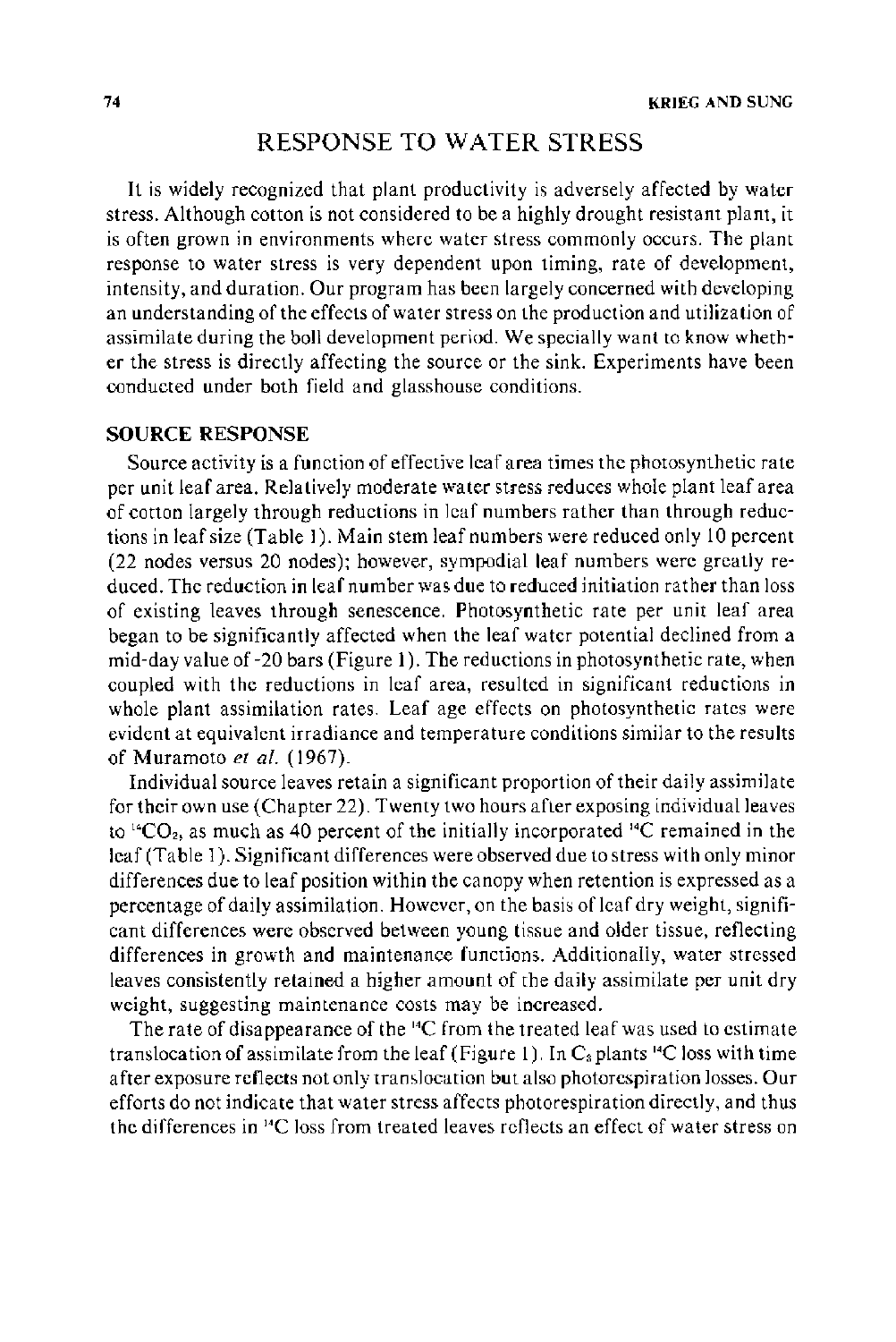## RESPONSE TO WATER STRESS

It is widely recognized that plant productivity is adversely affected by water stress. Although cotton is not considered to be a highly drought resistant plant, it is often grown in environments where water stress commonly occurs. The plant response to water stress is very dependent upon timing, rate of development, intensity, and duration. Our program has been largely concerned with developing an understanding of the effects of water stress on the production and utilization of assimilate during the boll development period. We specially want to know whether the stress is directly affecting the source or the sink. Experiments have been conducted under both field and glasshouse conditions.

### SOURCE RESPONSE

Source activity is a function of effective leaf area times the photosynthetic rate per unit leaf area. Relatively moderate water stress reduces whole plant leaf area of cotton largely through reductions in leaf numbers rather than through reductions in leaf size (Table 1). Main stem leaf numbers were reduced only 10 percent (22 nodes versus 20 nodes); however, sympodial leaf numbers were greatly reduced. The reduction in leaf number was due to reduced initiation rather than loss of existing leaves through senescence. Photosynthetic rate per unit leaf area began to be significantly affected when the leaf water potential declined from a mid-day value of -20 bars (Figure 1). The reductions in photosynthetic rate, when coupled with the reductions in leaf area, resulted in significant reductions in whole plant assimilation rates. Leaf age effects on photosynthetic rates were evident at equivalent irradiance and temperature conditions similar to the results of Muramoto *et al.* (1967).

Individual source leaves retain a significant proportion of their daily assimilate for their own use (Chapter 22). Twenty two hours after exposing individual leaves to $^{14}CO_2$, as much as 40 percent of the initially incorporated $^{14}C$ remained in the leaf (Table 1). Significant differences were observed due to stress with only minor differences due to leaf position within the canopy when retention is expressed as a percentage of daily assimilation. However, on the basis of leaf dry weight, significant differences were observed between young tissue and older tissue, reflecting differences in growth and maintenance functions. Additionally, water stressed leaves consistently retained a higher amount of the daily assimilate per unit dry weight, suggesting maintenance costs may be increased.

The rate of disappearance of the $^{14}C$ from the treated leaf was used to estimate translocation of assimilate from the leaf (Figure 1). In $C_3$ plants $^{14}C$ loss with time after exposure reflects not only translocation but also photorespiration losses. Our efforts do not indicate that water stress affects photorespiration directly, and thus the differences in $^{14}C$ loss from treated leaves reflects an effect of water stress on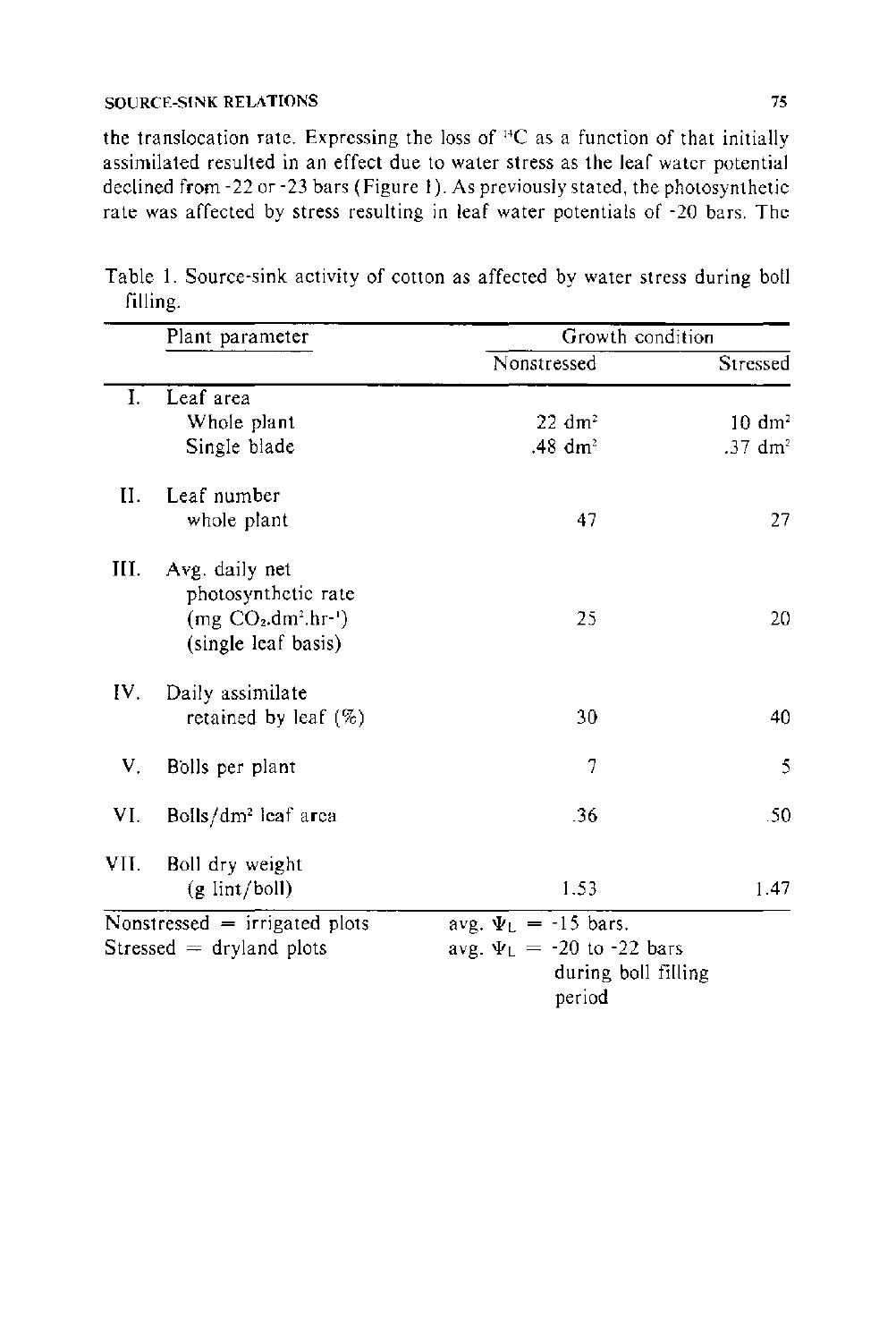the translocation rate. Expressing the loss of $^{14}C$ as a function of that initially assimilated resulted in an effect due to water stress as the leaf water potential declined from -22 or -23 bars (Figure 1). As previously stated, the photosynthetic rate was affected by stress resulting in leaf water potentials of -20 bars. The

Table 1. Source-sink activity of cotton as affected by water stress during boll filling.

| | Plant parameter | Growth condition | |
|---|---|---|---|
| | | Nonstressed | Stressed |
| I. | Leaf area | | |
| | Whole plant | 22 $dm^2$ | 10 $dm^2$ |
| | Single blade | .48 $dm^2$ | .37 $dm^2$ |
| II. | Leaf number whole plant | 47 | 27 |
| III. | Avg. daily net photosynthetic rate ($mg\ CO_2 . dm^2 . hr^{-1}$) (single leaf basis) | 25 | 20 |
| IV. | Daily assimilate retained by leaf (%) | 30 | 40 |
| V. | Bolls per plant | 7 | 5 |
| VI. | Bolls/$dm^2$ leaf area | .36 | .50 |
| VII. | Boll dry weight (g lint/boll) | 1.53 | 1.47 |

Nonstressed = irrigated plots avg. $\Psi_L$ = -15 bars.
Stressed = dryland plots avg. $\Psi_L$ = -20 to -22 bars during boll filling period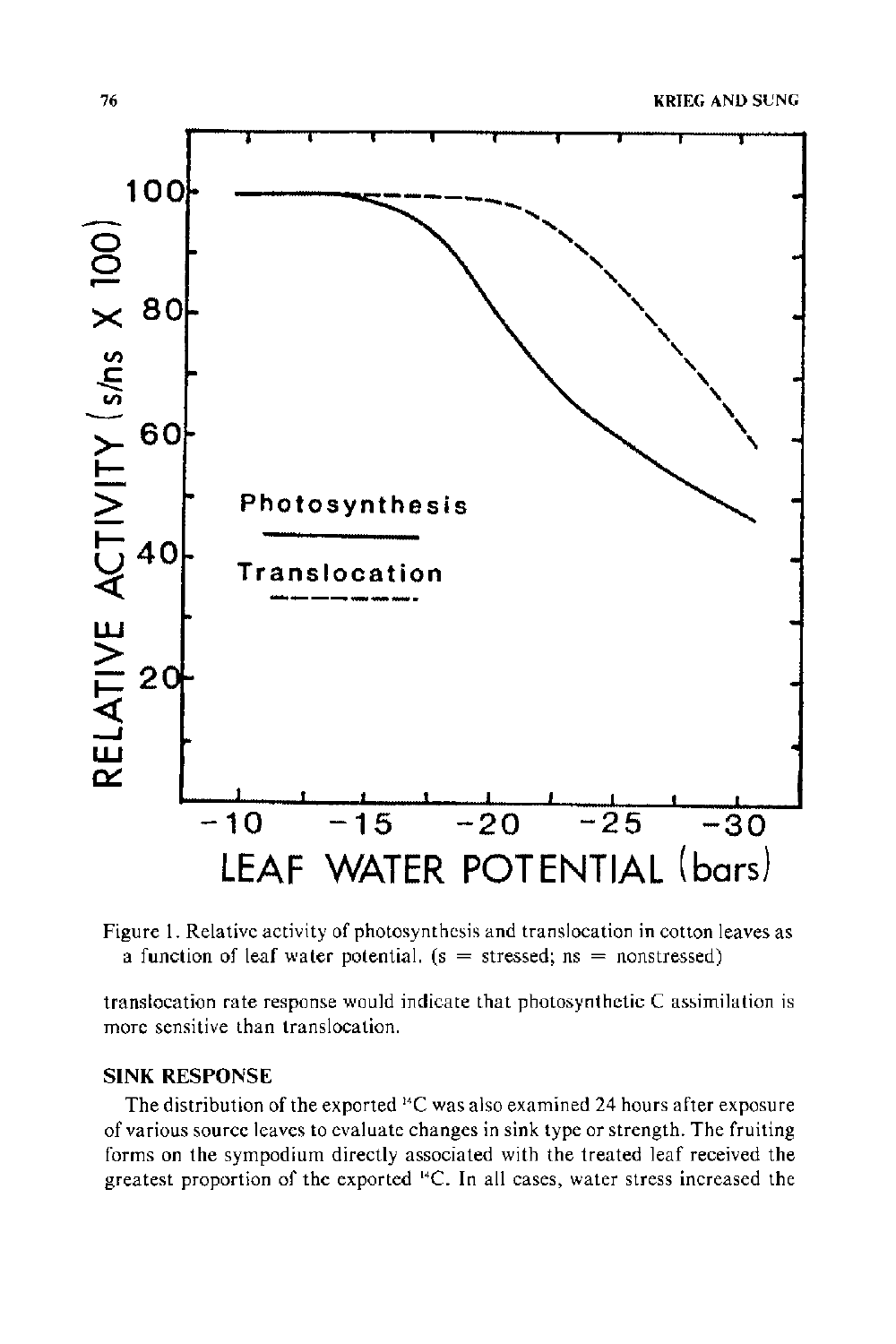RELATIVE ACTIVITY (s/ns X 100)

100
80
60
40
20

Photosynthesis

Translocation

-10 -15 -20 -25 -30

LEAF WATER POTENTIAL (bars)

Figure 1. Relative activity of photosynthesis and translocation in cotton leaves as a function of leaf water potential. (s = stressed; ns = nonstressed)

translocation rate response would indicate that photosynthetic C assimilation is more sensitive than translocation.

## SINK RESPONSE

The distribution of the exported $^{14}C$ was also examined 24 hours after exposure of various source leaves to evaluate changes in sink type or strength. The fruiting forms on the sympodium directly associated with the treated leaf received the greatest proportion of the exported $^{14}C$. In all cases, water stress increased the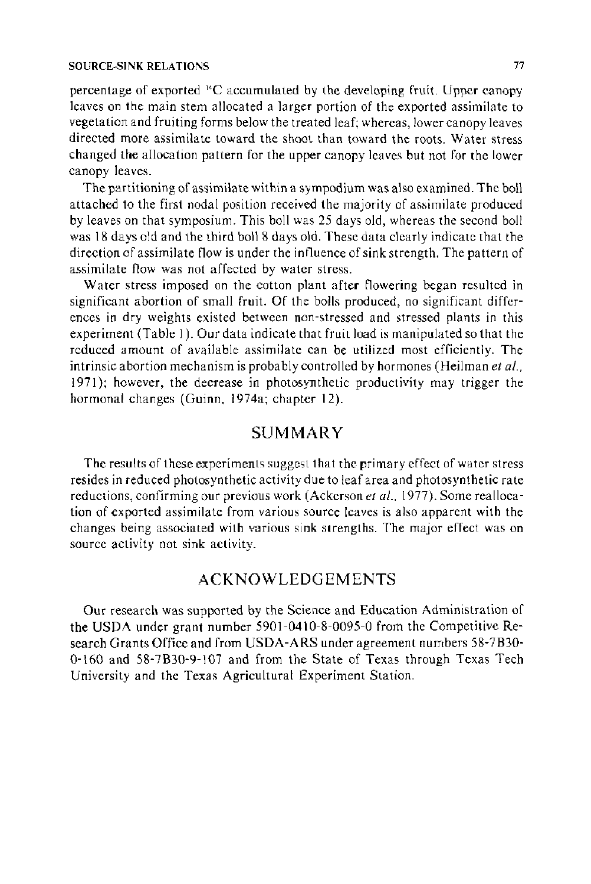percentage of exported $^{14}C$ accumulated by the developing fruit. Upper canopy leaves on the main stem allocated a larger portion of the exported assimilate to vegetation and fruiting forms below the treated leaf; whereas, lower canopy leaves directed more assimilate toward the shoot than toward the roots. Water stress changed the allocation pattern for the upper canopy leaves but not for the lower canopy leaves.

The partitioning of assimilate within a sympodium was also examined. The boll attached to the first nodal position received the majority of assimilate produced by leaves on that symposium. This boll was 25 days old, whereas the second boll was 18 days old and the third boll 8 days old. These data clearly indicate that the direction of assimilate flow is under the influence of sink strength. The pattern of assimilate flow was not affected by water stress.

Water stress imposed on the cotton plant after flowering began resulted in significant abortion of small fruit. Of the bolls produced, no significant differences in dry weights existed between non-stressed and stressed plants in this experiment (Table 1). Our data indicate that fruit load is manipulated so that the reduced amount of available assimilate can be utilized most efficiently. The intrinsic abortion mechanism is probably controlled by hormones (Heilman *et al.*, 1971); however, the decrease in photosynthetic productivity may trigger the hormonal changes (Guinn, 1974a; chapter 12).

## SUMMARY

The results of these experiments suggest that the primary effect of water stress resides in reduced photosynthetic activity due to leaf area and photosynthetic rate reductions, confirming our previous work (Ackerson *et al.*, 1977). Some reallocation of exported assimilate from various source leaves is also apparent with the changes being associated with various sink strengths. The major effect was on source activity not sink activity.

## ACKNOWLEDGEMENTS

Our research was supported by the Science and Education Administration of the USDA under grant number 5901-0410-8-0095-0 from the Competitive Research Grants Office and from USDA-ARS under agreement numbers 58-7B30-0-160 and 58-7B30-9-107 and from the State of Texas through Texas Tech University and the Texas Agricultural Experiment Station.